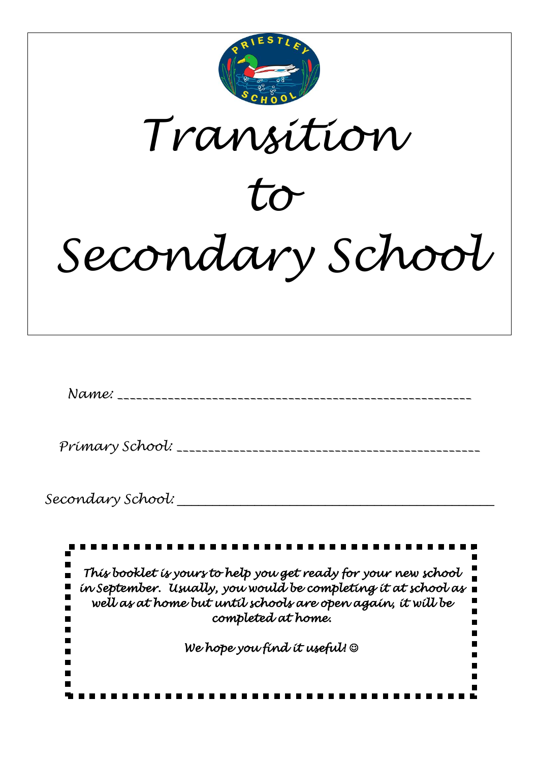PRIESTLEY SCHOOL

# Transition to Secondary School

Name: ___________________________________________________________

Primary School: __________________________________________________

Secondary School: ________________________________________________

*This booklet is yours to help you get ready for your new school in September. Usually, you would be completing it at school as well as at home but until schools are open again, it will be completed at home.*

*We hope you find it useful!* ☺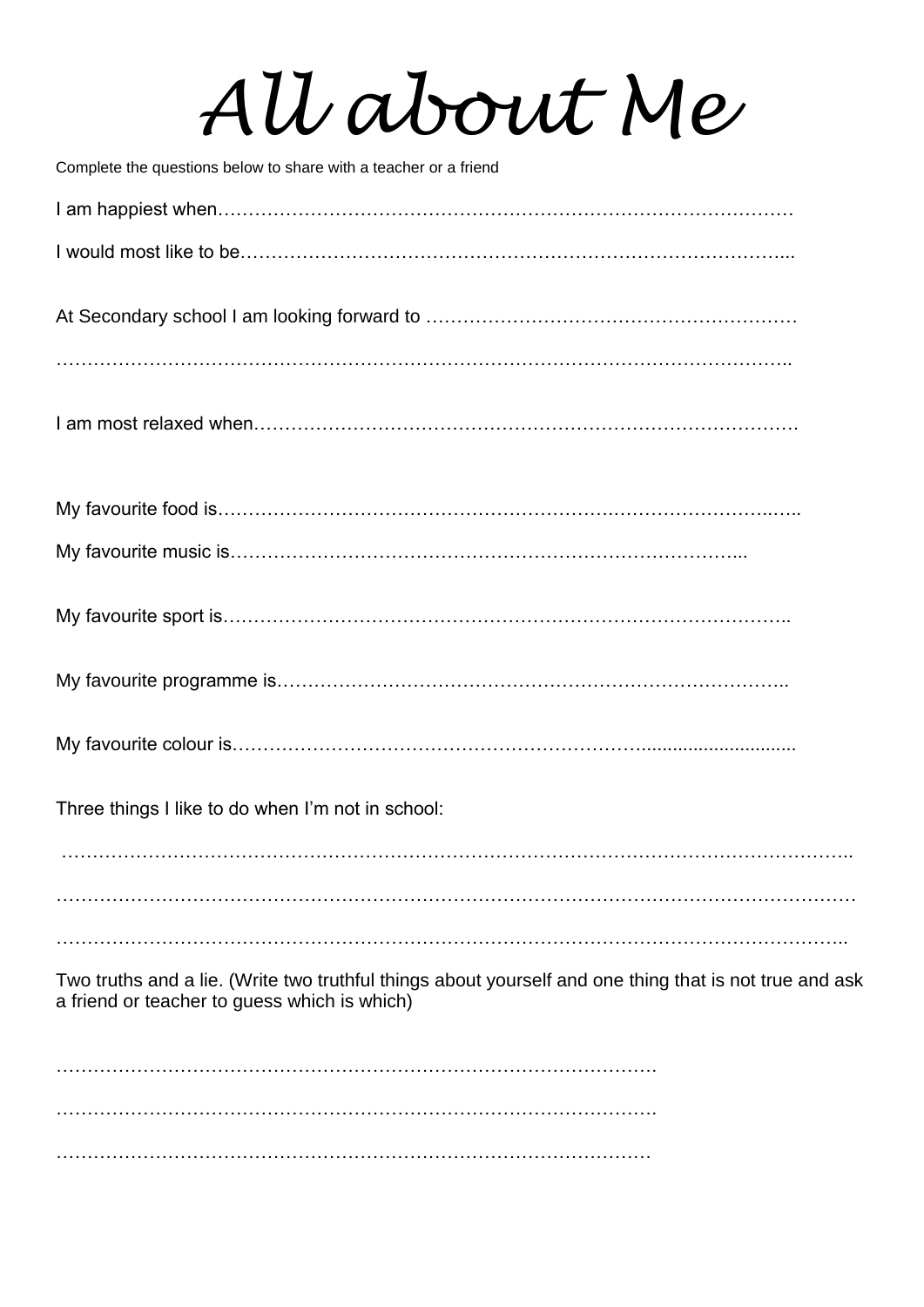# All about Me

Complete the questions below to share with a teacher or a friend

I am happiest when…………………………………………………………………………………

I would most like to be……………………………………………………………………………...

At Secondary school I am looking forward to …………………………………………………

……………………………………………………………………………………………………..

I am most relaxed when………………………………………………………………………….

My favourite food is……………………………………………………….……………………..…..

My favourite music is………………………………….………………………………………...

My favourite sport is……………………………………………………………………………..

My favourite programme is……………………………………………………………………..

My favourite colour is…………………………………………………………...........................

Three things I like to do when I'm not in school:

………………………………………………………………………………………………………..

…………………………………………………………………………………………………………

………………………………………………………………………………………………………..

Two truths and a lie. (Write two truthful things about yourself and one thing that is not true and ask a friend or teacher to guess which is which)

……………………………………………………………………………………….

……………………………………………………………………………………….

………………………………………………………………………………………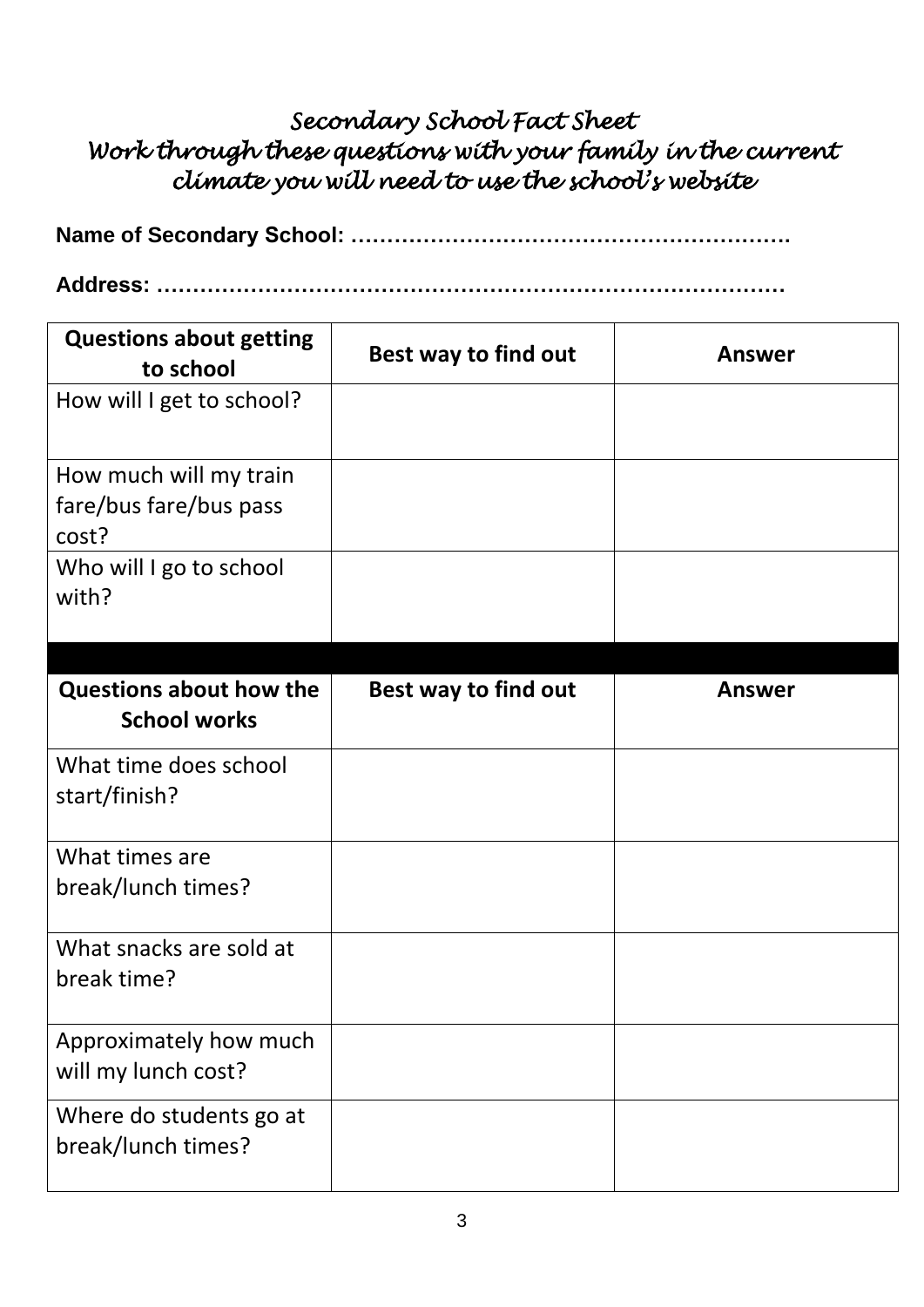# *Secondary School Fact Sheet*

## *Work through these questions with your family in the current climate you will need to use the school's website*

**Name of Secondary School: …………………………………………………….**

**Address: …………………………………………………………………………**

| Questions about getting to school | Best way to find out | Answer |
|---|---|---|
| How will I get to school? | | |
| How much will my train fare/bus fare/bus pass cost? | | |
| Who will I go to school with? | | |

| Questions about how the School works | Best way to find out | Answer |
|---|---|---|
| What time does school start/finish? | | |
| What times are break/lunch times? | | |
| What snacks are sold at break time? | | |
| Approximately how much will my lunch cost? | | |
| Where do students go at break/lunch times? | | |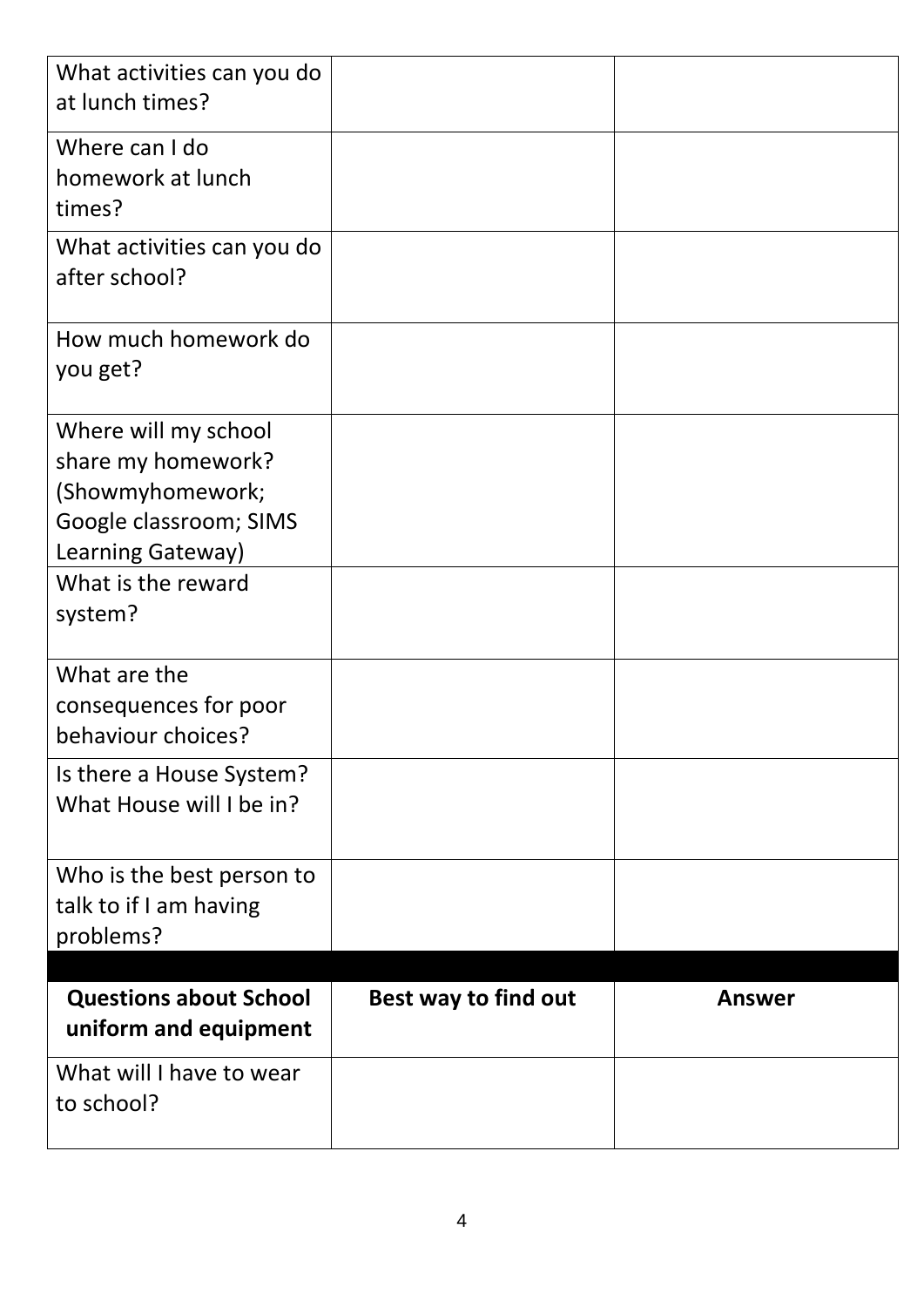| | | |
|---|---|---|
| What activities can you do at lunch times? | | |
| Where can I do homework at lunch times? | | |
| What activities can you do after school? | | |
| How much homework do you get? | | |
| Where will my school share my homework? (Showmyhomework; Google classroom; SIMS Learning Gateway) | | |
| What is the reward system? | | |
| What are the consequences for poor behaviour choices? | | |
| Is there a House System? What House will I be in? | | |
| Who is the best person to talk to if I am having problems? | | |

| **Questions about School uniform and equipment** | **Best way to find out** | **Answer** |
|---|---|---|
| What will I have to wear to school? | | |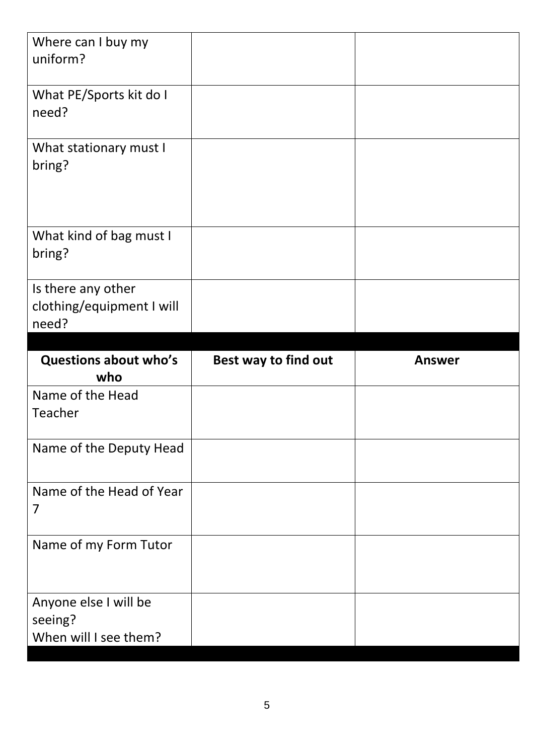| | | |
|---|---|---|
| Where can I buy my uniform? | | |
| What PE/Sports kit do I need? | | |
| What stationary must I bring? | | |
| What kind of bag must I bring? | | |
| Is there any other clothing/equipment I will need? | | |

| **Questions about who's who** | **Best way to find out** | **Answer** |
|---|---|---|
| Name of the Head Teacher | | |
| Name of the Deputy Head | | |
| Name of the Head of Year 7 | | |
| Name of my Form Tutor | | |
| Anyone else I will be seeing? When will I see them? | | |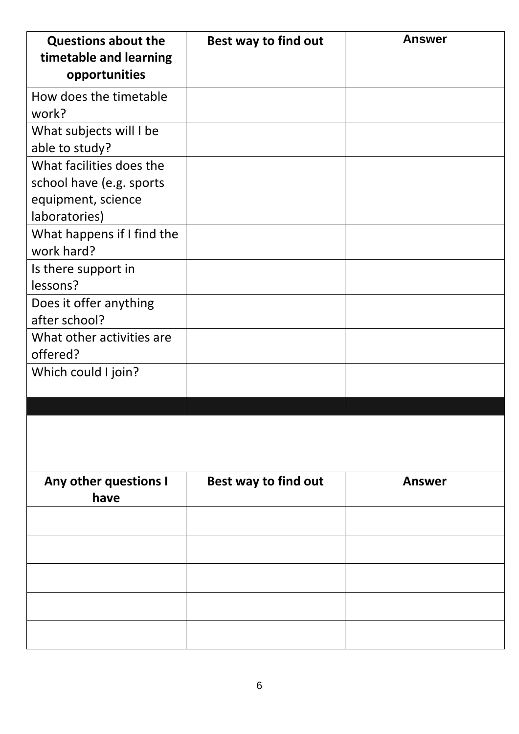| Questions about the timetable and learning opportunities | Best way to find out | Answer |
| --- | --- | --- |
| How does the timetable work? | | |
| What subjects will I be able to study? | | |
| What facilities does the school have (e.g. sports equipment, science laboratories) | | |
| What happens if I find the work hard? | | |
| Is there support in lessons? | | |
| Does it offer anything after school? | | |
| What other activities are offered? | | |
| Which could I join? | | |

| Any other questions I have | Best way to find out | Answer |
| --- | --- | --- |
| | | |
| | | |
| | | |
| | | |
| | | |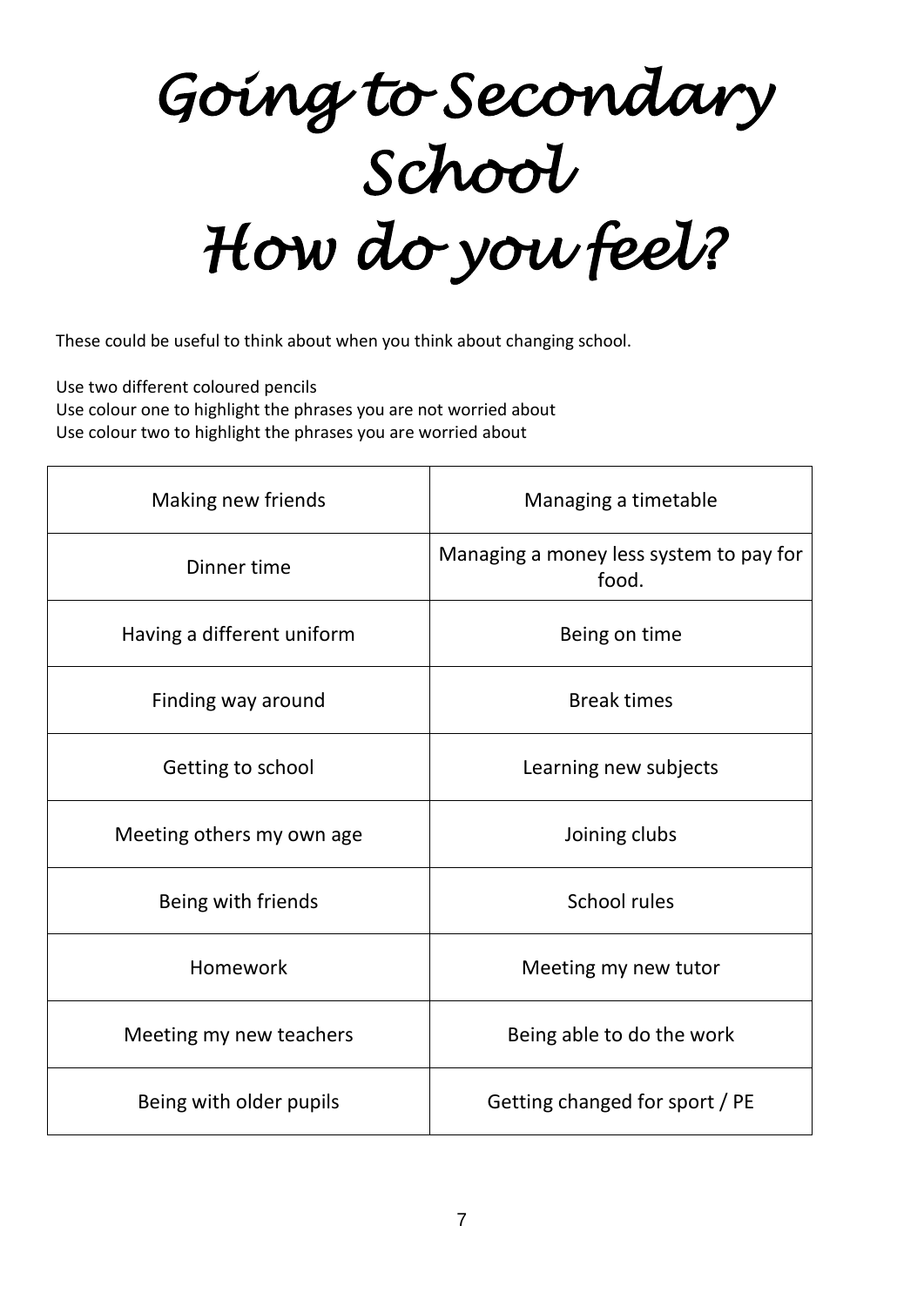# *Going to Secondary School How do you feel?*

These could be useful to think about when you think about changing school.

Use two different coloured pencils
Use colour one to highlight the phrases you are not worried about
Use colour two to highlight the phrases you are worried about

| | |
|---|---|
| Making new friends | Managing a timetable |
| Dinner time | Managing a money less system to pay for food. |
| Having a different uniform | Being on time |
| Finding way around | Break times |
| Getting to school | Learning new subjects |
| Meeting others my own age | Joining clubs |
| Being with friends | School rules |
| Homework | Meeting my new tutor |
| Meeting my new teachers | Being able to do the work |
| Being with older pupils | Getting changed for sport / PE |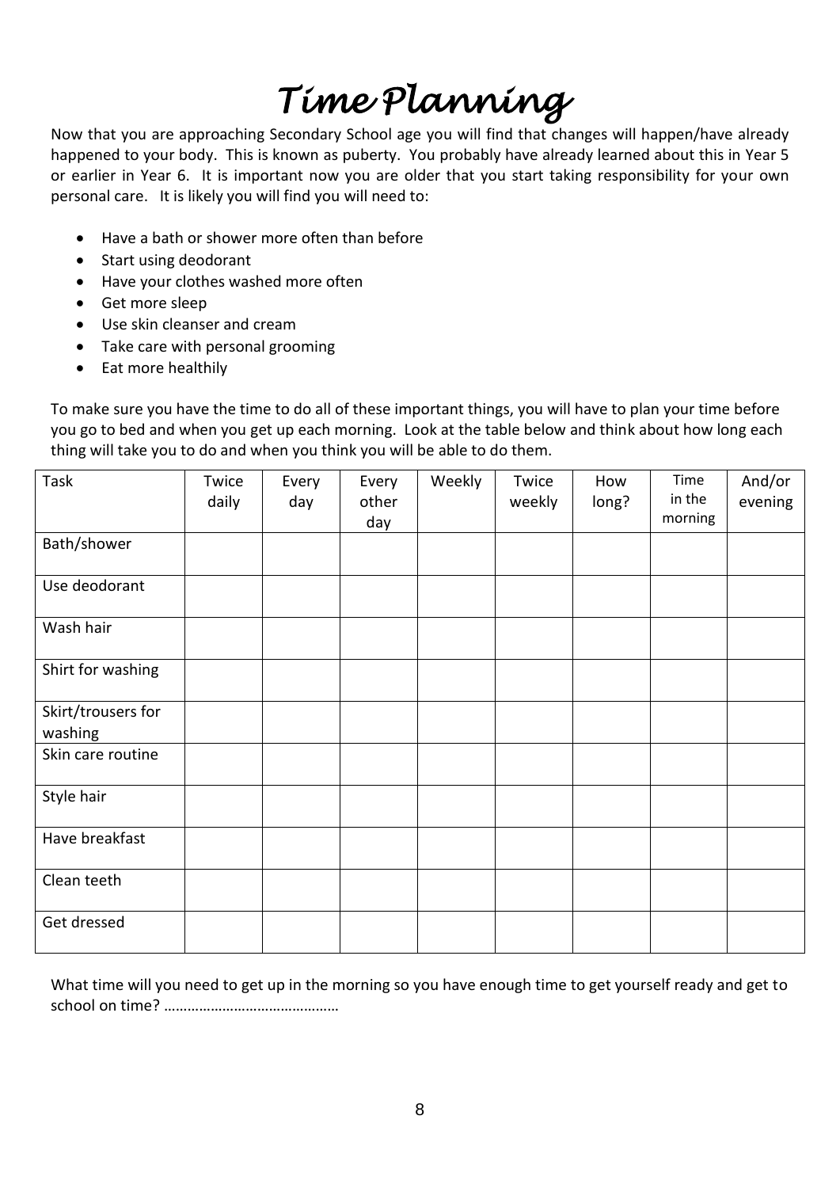# Time Planning

Now that you are approaching Secondary School age you will find that changes will happen/have already happened to your body. This is known as puberty. You probably have already learned about this in Year 5 or earlier in Year 6. It is important now you are older that you start taking responsibility for your own personal care. It is likely you will find you will need to:

- Have a bath or shower more often than before
- Start using deodorant
- Have your clothes washed more often
- Get more sleep
- Use skin cleanser and cream
- Take care with personal grooming
- Eat more healthily

To make sure you have the time to do all of these important things, you will have to plan your time before you go to bed and when you get up each morning. Look at the table below and think about how long each thing will take you to do and when you think you will be able to do them.

| Task | Twice daily | Every day | Every other day | Weekly | Twice weekly | How long? | Time in the morning | And/or evening |
|---|---|---|---|---|---|---|---|---|
| Bath/shower | | | | | | | | |
| Use deodorant | | | | | | | | |
| Wash hair | | | | | | | | |
| Shirt for washing | | | | | | | | |
| Skirt/trousers for washing | | | | | | | | |
| Skin care routine | | | | | | | | |
| Style hair | | | | | | | | |
| Have breakfast | | | | | | | | |
| Clean teeth | | | | | | | | |
| Get dressed | | | | | | | | |

What time will you need to get up in the morning so you have enough time to get yourself ready and get to school on time? ………………………………………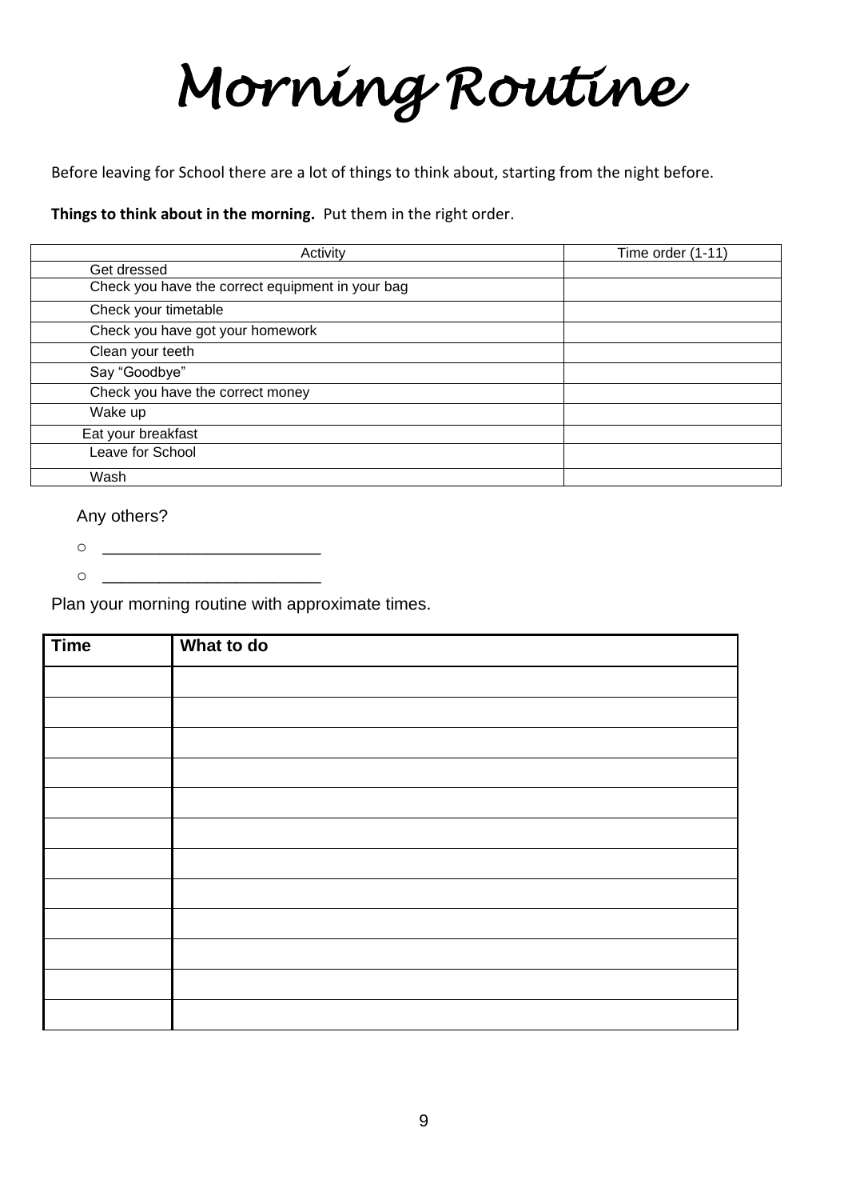# Morning Routine

Before leaving for School there are a lot of things to think about, starting from the night before.

**Things to think about in the morning.** Put them in the right order.

| Activity | Time order (1-11) |
|---|---|
| Get dressed | |
| Check you have the correct equipment in your bag | |
| Check your timetable | |
| Check you have got your homework | |
| Clean your teeth | |
| Say "Goodbye" | |
| Check you have the correct money | |
| Wake up | |
| Eat your breakfast | |
| Leave for School | |
| Wash | |

Any others?

- ________________________
- ________________________

Plan your morning routine with approximate times.

| Time | What to do |
|---|---|
| | |
| | |
| | |
| | |
| | |
| | |
| | |
| | |
| | |
| | |
| | |
| | |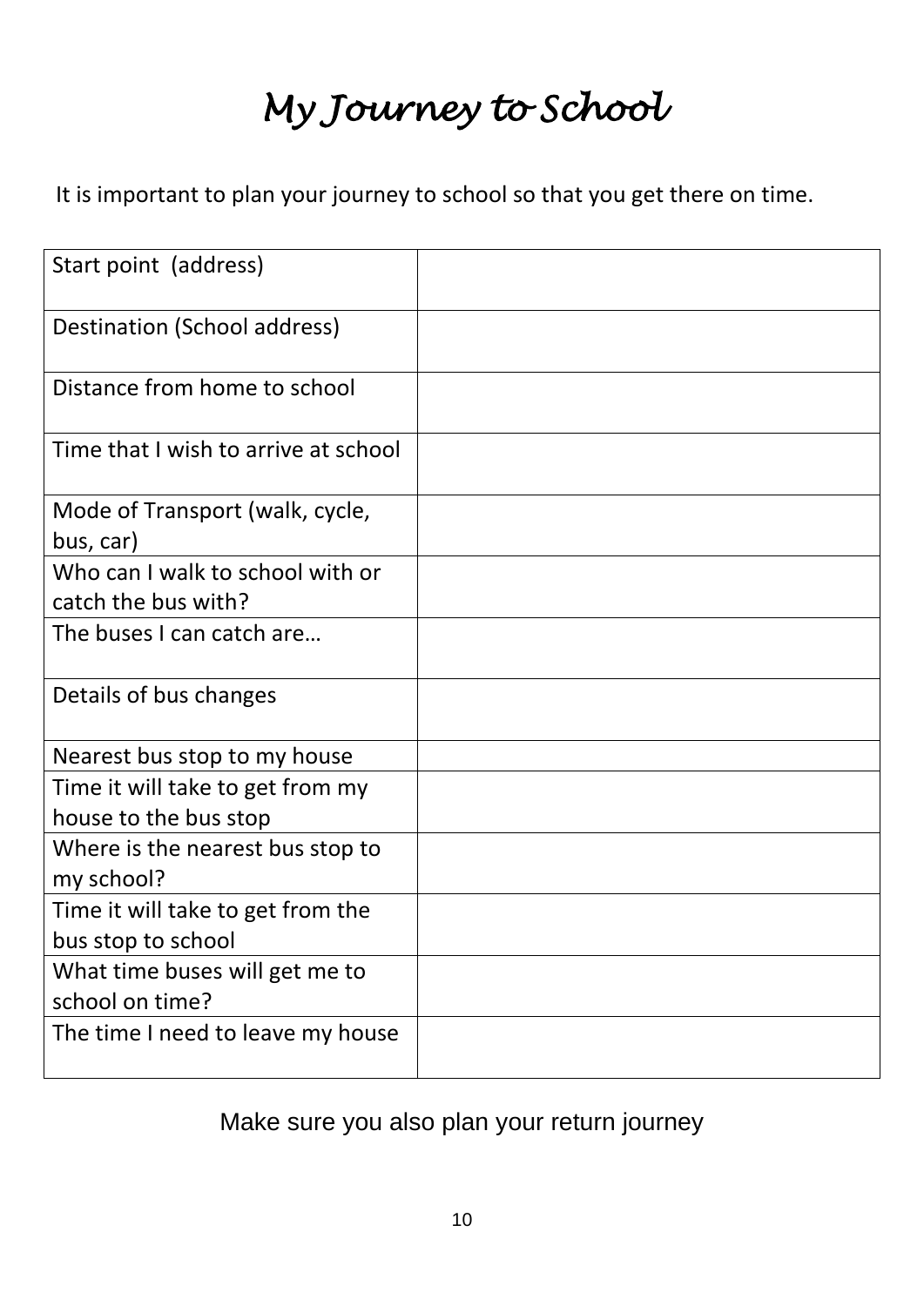# *My Journey to School*

It is important to plan your journey to school so that you get there on time.

| | |
|---|---|
| Start point (address) | |
| Destination (School address) | |
| Distance from home to school | |
| Time that I wish to arrive at school | |
| Mode of Transport (walk, cycle, bus, car) | |
| Who can I walk to school with or catch the bus with? | |
| The buses I can catch are… | |
| Details of bus changes | |
| Nearest bus stop to my house | |
| Time it will take to get from my house to the bus stop | |
| Where is the nearest bus stop to my school? | |
| Time it will take to get from the bus stop to school | |
| What time buses will get me to school on time? | |
| The time I need to leave my house | |

Make sure you also plan your return journey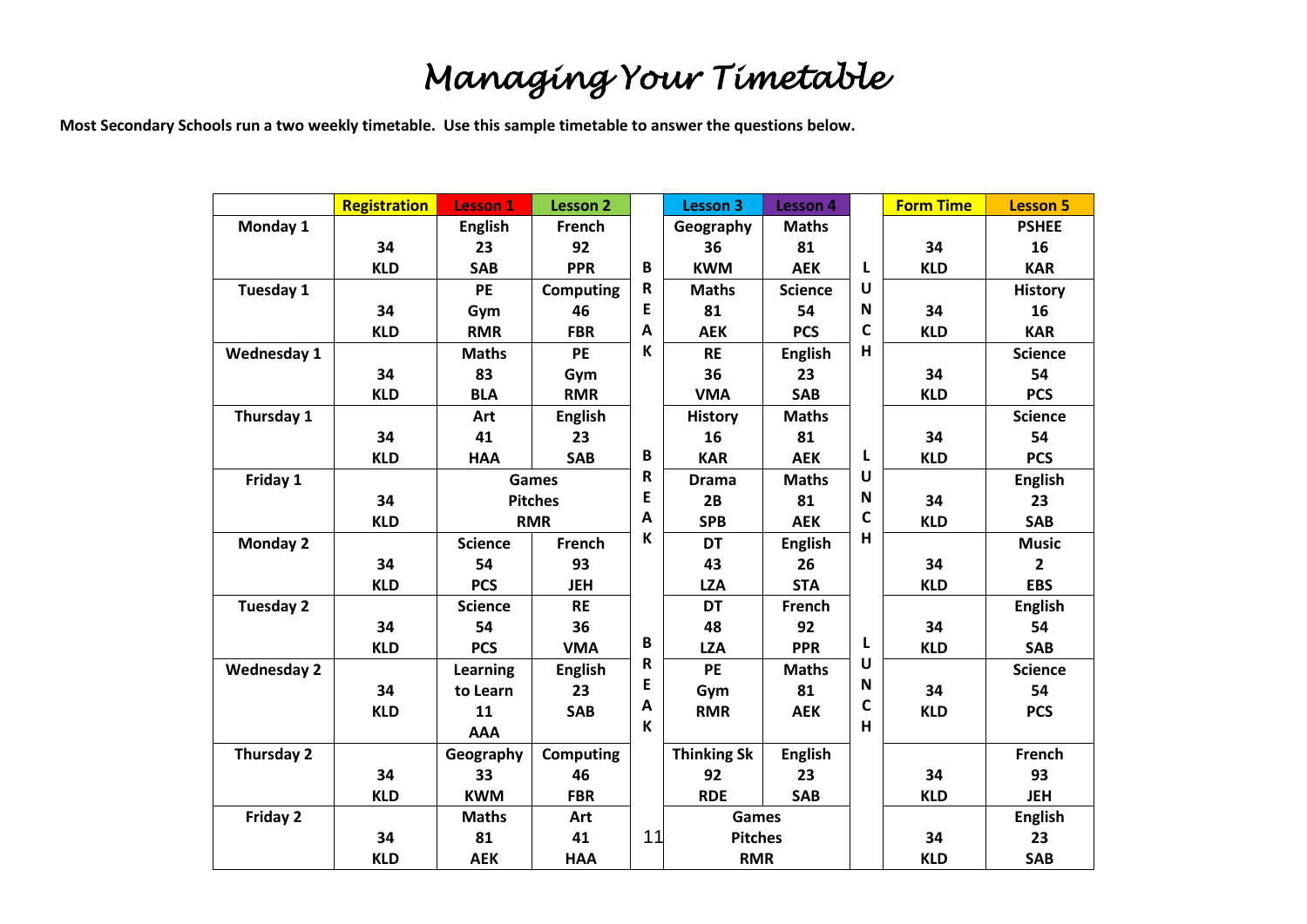# *Managing Your Timetable*

**Most Secondary Schools run a two weekly timetable. Use this sample timetable to answer the questions below.**

| | Registration | Lesson 1 | Lesson 2 | | Lesson 3 | Lesson 4 | | Form Time | Lesson 5 |
|---|---|---|---|---|---|---|---|---|---|
| **Monday 1** | 34 KLD | English 23 SAB | French 92 PPR | BREAK | Geography 36 KWM | Maths 81 AEK | LUNCH | 34 KLD | PSHEE 16 KAR |
| **Tuesday 1** | 34 KLD | PE Gym RMR | Computing 46 FBR | BREAK | Maths 81 AEK | Science 54 PCS | LUNCH | 34 KLD | History 16 KAR |
| **Wednesday 1** | 34 KLD | Maths 83 BLA | PE Gym RMR | BREAK | RE 36 VMA | English 23 SAB | LUNCH | 34 KLD | Science 54 PCS |
| **Thursday 1** | 34 KLD | Art 41 HAA | English 23 SAB | BREAK | History 16 KAR | Maths 81 AEK | LUNCH | 34 KLD | Science 54 PCS |
| **Friday 1** | 34 KLD | Games Pitches RMR | | BREAK | Drama 2B SPB | Maths 81 AEK | LUNCH | 34 KLD | English 23 SAB |
| **Monday 2** | 34 KLD | Science 54 PCS | French 93 JEH | BREAK | DT 43 LZA | English 26 STA | LUNCH | 34 KLD | Music 2 EBS |
| **Tuesday 2** | 34 KLD | Science 54 PCS | RE 36 VMA | BREAK | DT 48 LZA | French 92 PPR | LUNCH | 34 KLD | English 54 SAB |
| **Wednesday 2** | 34 KLD | Learning to Learn 11 AAA | English 23 SAB | BREAK | PE Gym RMR | Maths 81 AEK | LUNCH | 34 KLD | Science 54 PCS |
| **Thursday 2** | 34 KLD | Geography 33 KWM | Computing 46 FBR | BREAK | Thinking Sk 92 RDE | English 23 SAB | LUNCH | 34 KLD | French 93 JEH |
| **Friday 2** | 34 KLD | Maths 81 AEK | Art 41 HAA | BREAK | Games Pitches RMR | | LUNCH | 34 KLD | English 23 SAB |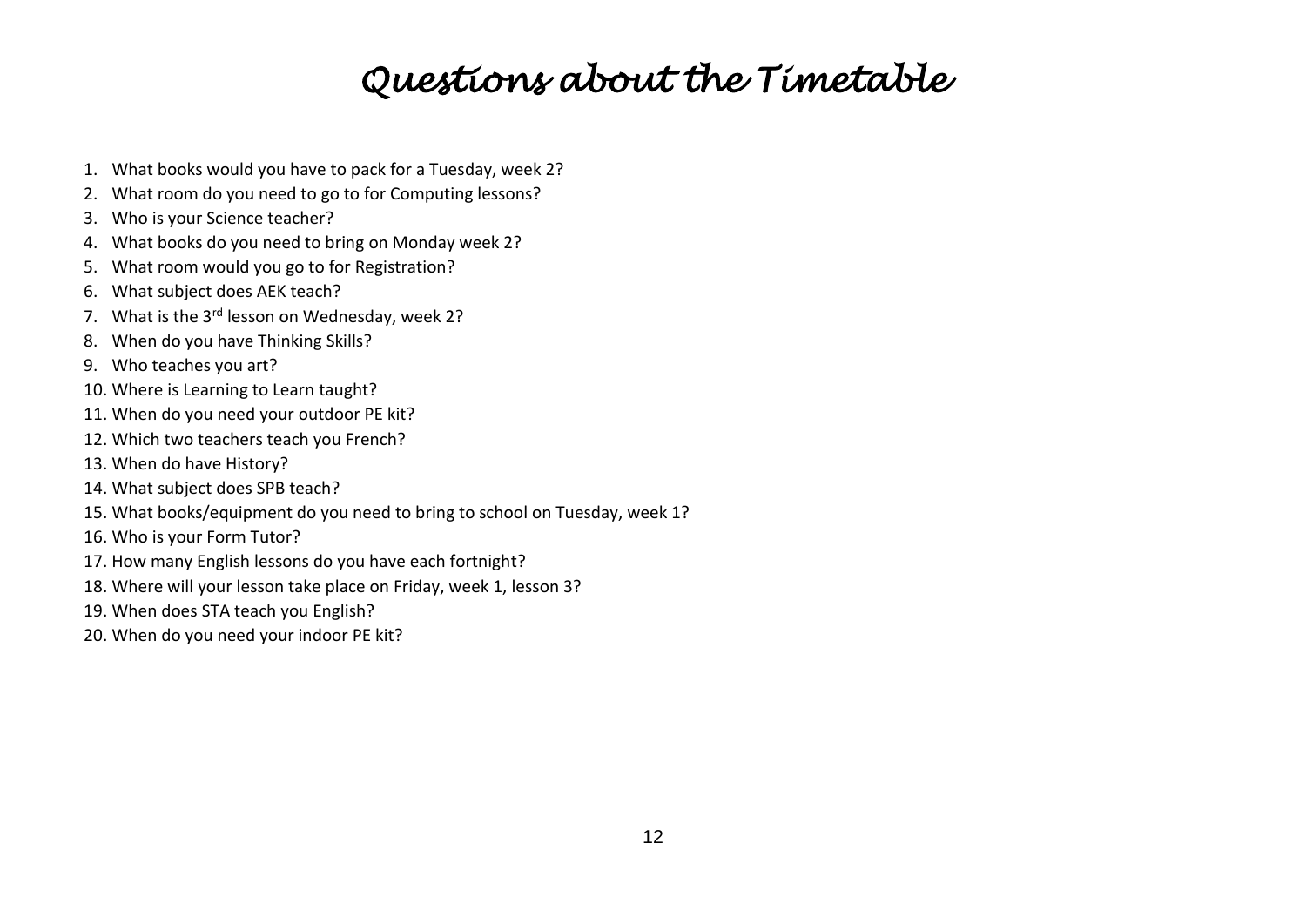# Questions about the Timetable

1. What books would you have to pack for a Tuesday, week 2?
2. What room do you need to go to for Computing lessons?
3. Who is your Science teacher?
4. What books do you need to bring on Monday week 2?
5. What room would you go to for Registration?
6. What subject does AEK teach?
7. What is the 3rd lesson on Wednesday, week 2?
8. When do you have Thinking Skills?
9. Who teaches you art?
10. Where is Learning to Learn taught?
11. When do you need your outdoor PE kit?
12. Which two teachers teach you French?
13. When do have History?
14. What subject does SPB teach?
15. What books/equipment do you need to bring to school on Tuesday, week 1?
16. Who is your Form Tutor?
17. How many English lessons do you have each fortnight?
18. Where will your lesson take place on Friday, week 1, lesson 3?
19. When does STA teach you English?
20. When do you need your indoor PE kit?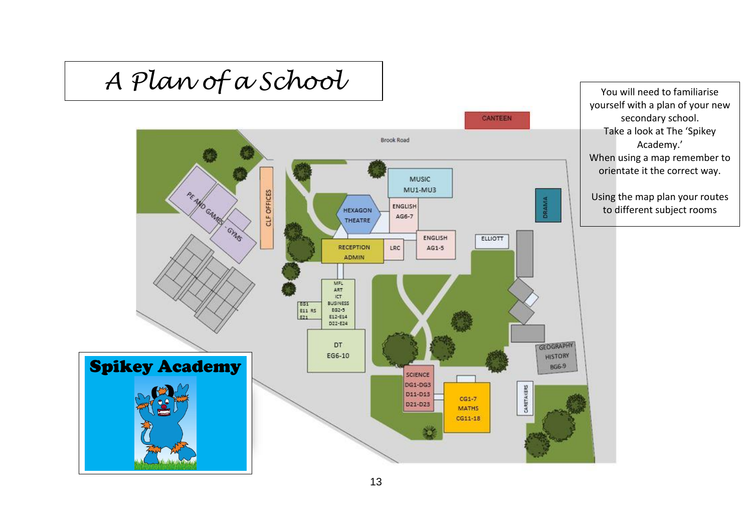# A Plan of a School

You will need to familiarise yourself with a plan of your new secondary school.

Take a look at The 'Spikey Academy.'

When using a map remember to orientate it the correct way.

Using the map plan your routes to different subject rooms

CANTEEN

Brook Road

PE AND GAMES - GYMS

CLF OFFICES

MUSIC MU1-MU3

HEXAGON THEATRE

ENGLISH AG6-7

DRAMA

ENGLISH AG1-5

ELLIOTT

RECEPTION ADMIN

LRC

MFL ART ICT BUSINESS EG2-5 E12-E14 D22-E24

EG1 E11 RS E21

DT EG6-10

GEOGRAPHY HISTORY BG6-9

SCIENCE DG1-DG3 D11-D13 D21-D23

CG1-7 MATHS CG11-18

CARETAKERS

**Spikey Academy**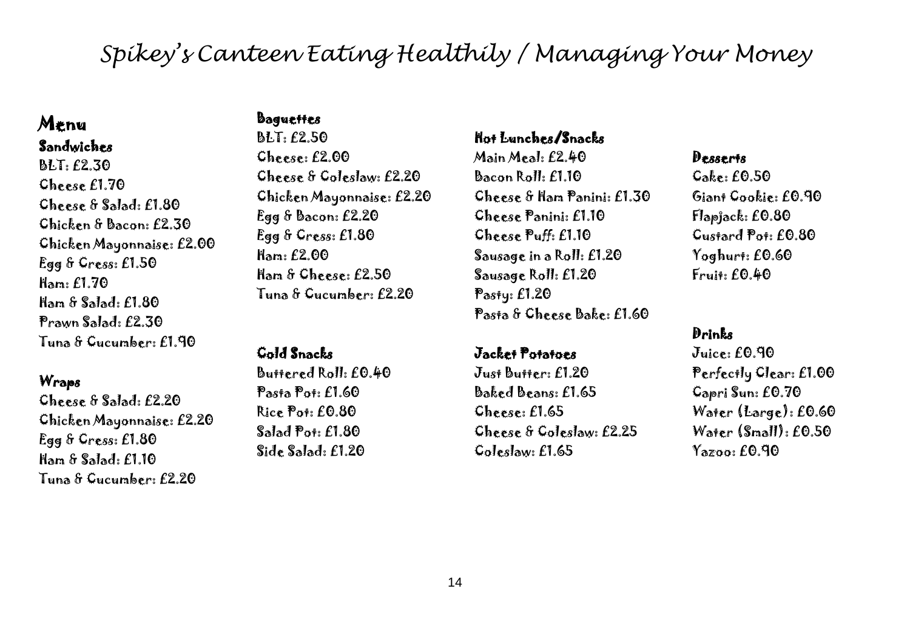# Spikey's Canteen Eating Healthily / Managing Your Money

## Menu

### Sandwiches

BLT: £2.30
Cheese £1.70
Cheese & Salad: £1.80
Chicken & Bacon: £2.30
Chicken Mayonnaise: £2.00
Egg & Cress: £1.50
Ham: £1.70
Ham & Salad: £1.80
Prawn Salad: £2.30
Tuna & Cucumber: £1.90

### Wraps

Cheese & Salad: £2.20
Chicken Mayonnaise: £2.20
Egg & Cress: £1.80
Ham & Salad: £1.10
Tuna & Cucumber: £2.20

### Baguettes

BLT: £2.50
Cheese: £2.00
Cheese & Coleslaw: £2.20
Chicken Mayonnaise: £2.20
Egg & Bacon: £2.20
Egg & Cress: £1.80
Ham: £2.00
Ham & Cheese: £2.50
Tuna & Cucumber: £2.20

### Cold Snacks

Buttered Roll: £0.40
Pasta Pot: £1.60
Rice Pot: £0.80
Salad Pot: £1.80
Side Salad: £1.20

### Hot Lunches/Snacks

Main Meal: £2.40
Bacon Roll: £1.10
Cheese & Ham Panini: £1.30
Cheese Panini: £1.10
Cheese Puff: £1.10
Sausage in a Roll: £1.20
Sausage Roll: £1.20
Pasty: £1.20
Pasta & Cheese Bake: £1.60

### Jacket Potatoes

Just Butter: £1.20
Baked Beans: £1.65
Cheese: £1.65
Cheese & Coleslaw: £2.25
Coleslaw: £1.65

### Desserts

Cake: £0.50
Giant Cookie: £0.90
Flapjack: £0.80
Custard Pot: £0.80
Yoghurt: £0.60
Fruit: £0.40

### Drinks

Juice: £0.90
Perfectly Clear: £1.00
Capri Sun: £0.70
Water (Large): £0.60
Water (Small): £0.50
Yazoo: £0.90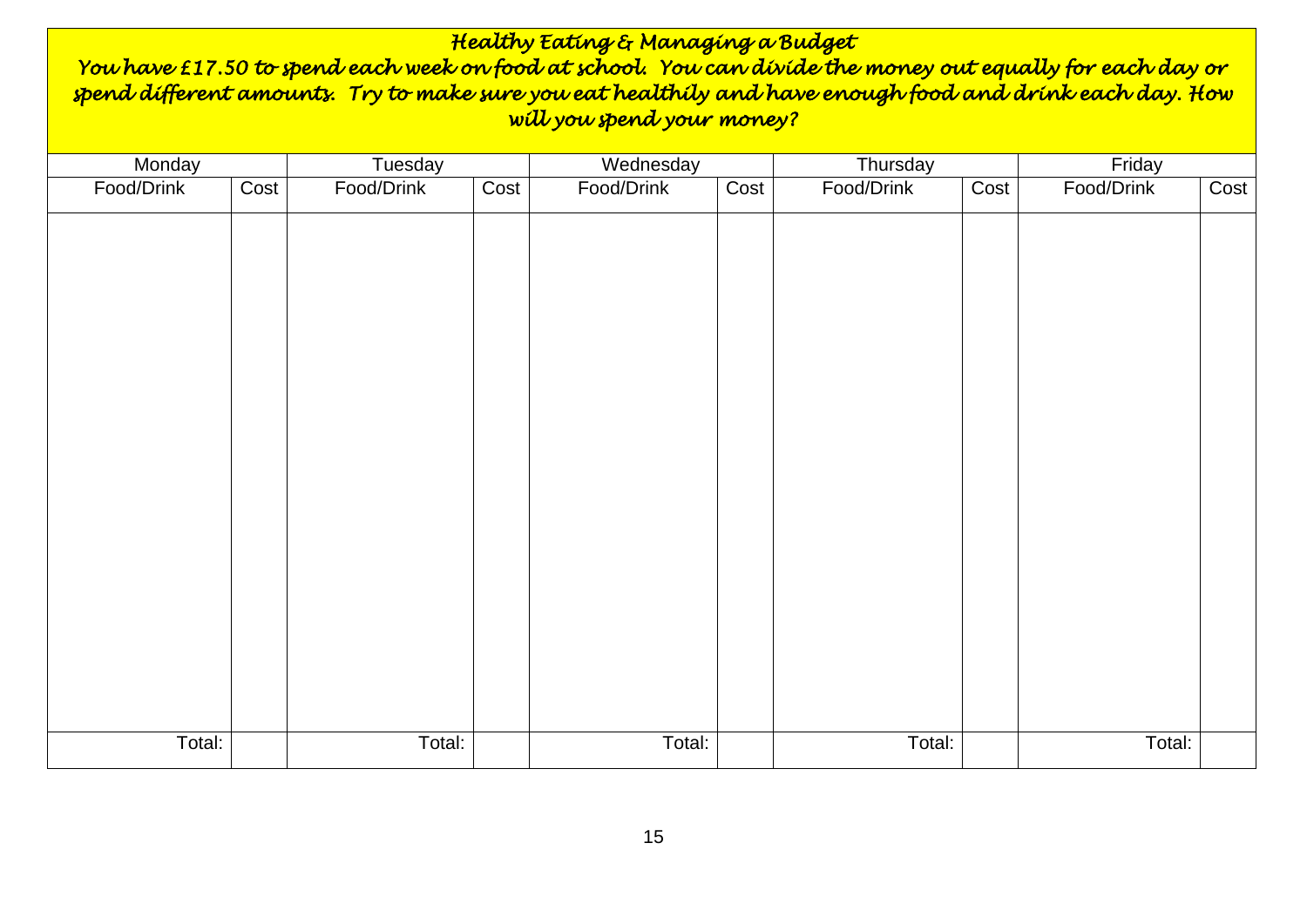# Healthy Eating & Managing a Budget

You have £17.50 to spend each week on food at school. You can divide the money out equally for each day or spend different amounts. Try to make sure you eat healthily and have enough food and drink each day. How will you spend your money?

| Monday | | Tuesday | | Wednesday | | Thursday | | Friday | |
|---|---|---|---|---|---|---|---|---|---|
| Food/Drink | Cost | Food/Drink | Cost | Food/Drink | Cost | Food/Drink | Cost | Food/Drink | Cost |
| | | | | | | | | | |
| Total: | | Total: | | Total: | | Total: | | Total: | |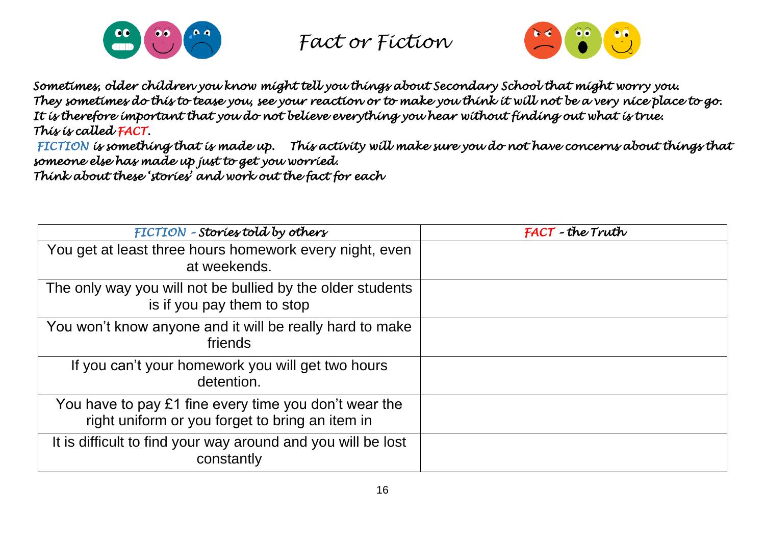# Fact or Fiction

*Sometimes, older children you know might tell you things about Secondary School that might worry you.*
*They sometimes do this to tease you, see your reaction or to make you think it will not be a very nice place to go.*
*It is therefore important that you do not believe everything you hear without finding out what is true.*
*This is called FACT.*
*FICTION is something that is made up. This activity will make sure you do not have concerns about things that someone else has made up just to get you worried.*
*Think about these 'stories' and work out the fact for each*

| *FICTION – Stories told by others* | *FACT – the Truth* |
|---|---|
| You get at least three hours homework every night, even at weekends. | |
| The only way you will not be bullied by the older students is if you pay them to stop | |
| You won't know anyone and it will be really hard to make friends | |
| If you can't your homework you will get two hours detention. | |
| You have to pay £1 fine every time you don't wear the right uniform or you forget to bring an item in | |
| It is difficult to find your way around and you will be lost constantly | |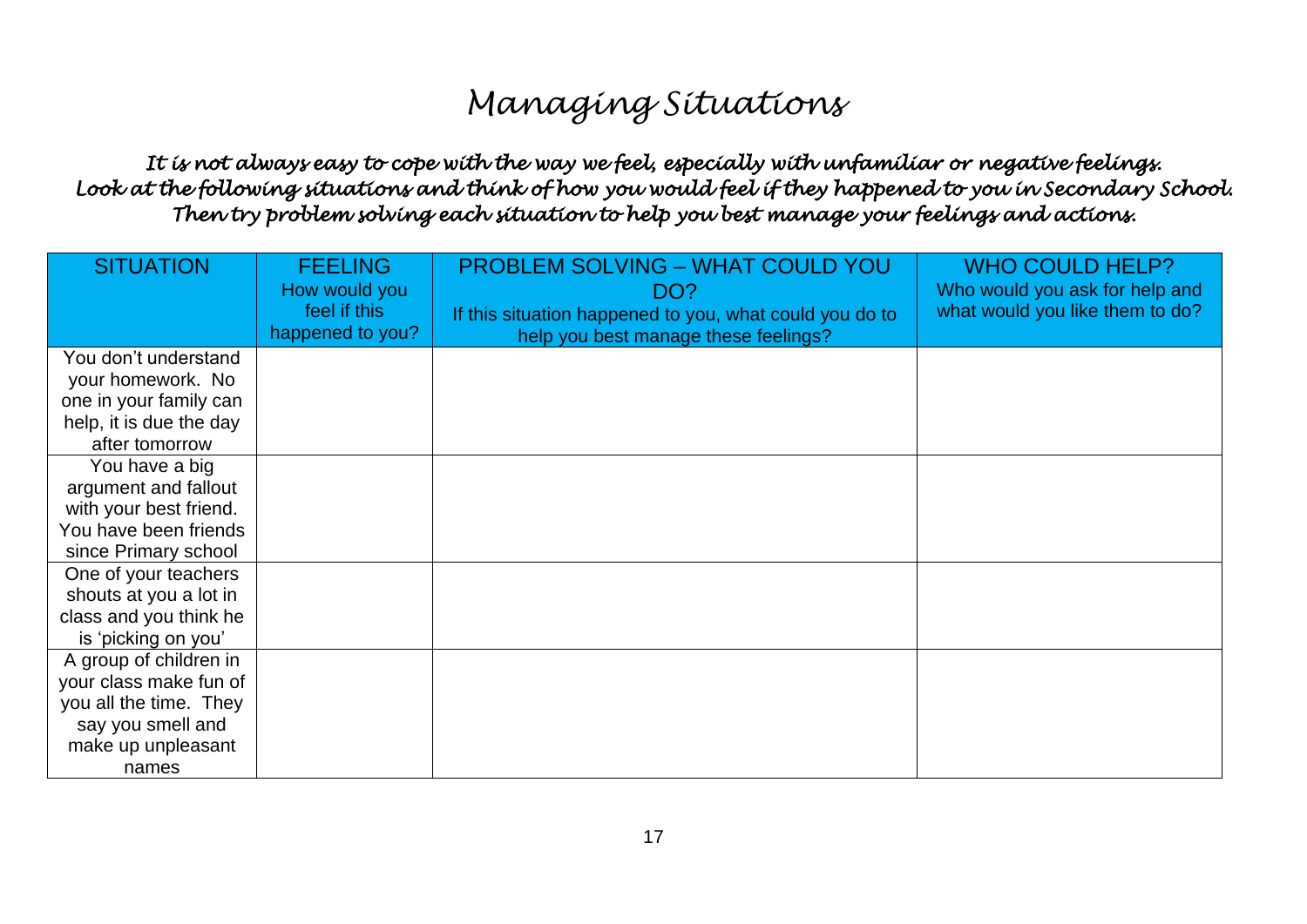# Managing Situations

*It is not always easy to cope with the way we feel, especially with unfamiliar or negative feelings. Look at the following situations and think of how you would feel if they happened to you in Secondary School. Then try problem solving each situation to help you best manage your feelings and actions.*

| SITUATION | FEELING<br>How would you feel if this happened to you? | PROBLEM SOLVING – WHAT COULD YOU DO?<br>If this situation happened to you, what could you do to help you best manage these feelings? | WHO COULD HELP?<br>Who would you ask for help and what would you like them to do? |
|---|---|---|---|
| You don't understand your homework. No one in your family can help, it is due the day after tomorrow | | | |
| You have a big argument and fallout with your best friend. You have been friends since Primary school | | | |
| One of your teachers shouts at you a lot in class and you think he is 'picking on you' | | | |
| A group of children in your class make fun of you all the time. They say you smell and make up unpleasant names | | | |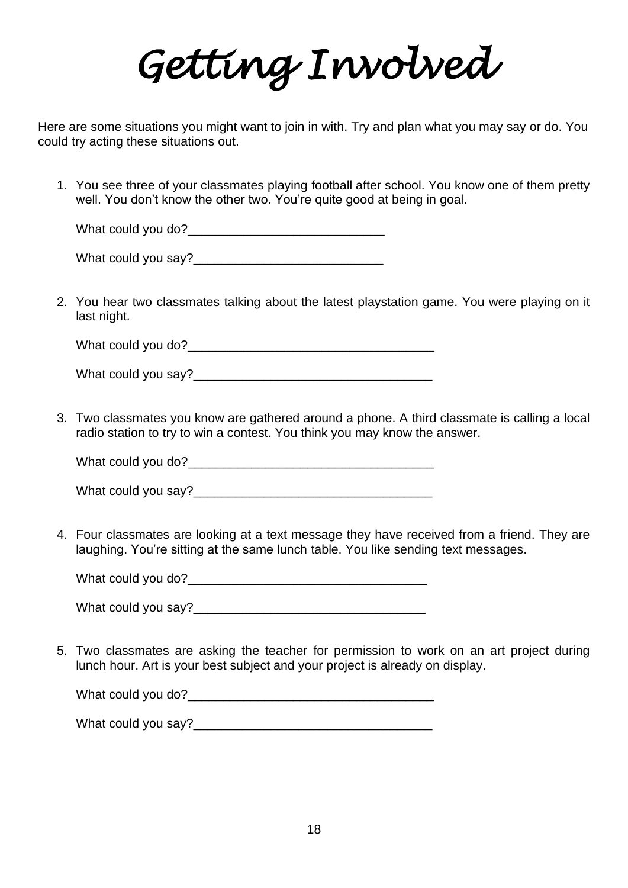# Getting Involved

Here are some situations you might want to join in with. Try and plan what you may say or do. You could try acting these situations out.

1. You see three of your classmates playing football after school. You know one of them pretty well. You don't know the other two. You're quite good at being in goal.

   What could you do?____________________________

   What could you say?___________________________

2. You hear two classmates talking about the latest playstation game. You were playing on it last night.

   What could you do?___________________________________

   What could you say?__________________________________

3. Two classmates you know are gathered around a phone. A third classmate is calling a local radio station to try to win a contest. You think you may know the answer.

   What could you do?___________________________________

   What could you say?__________________________________

4. Four classmates are looking at a text message they have received from a friend. They are laughing. You're sitting at the same lunch table. You like sending text messages.

   What could you do?__________________________________

   What could you say?_________________________________

5. Two classmates are asking the teacher for permission to work on an art project during lunch hour. Art is your best subject and your project is already on display.

   What could you do?___________________________________

   What could you say?__________________________________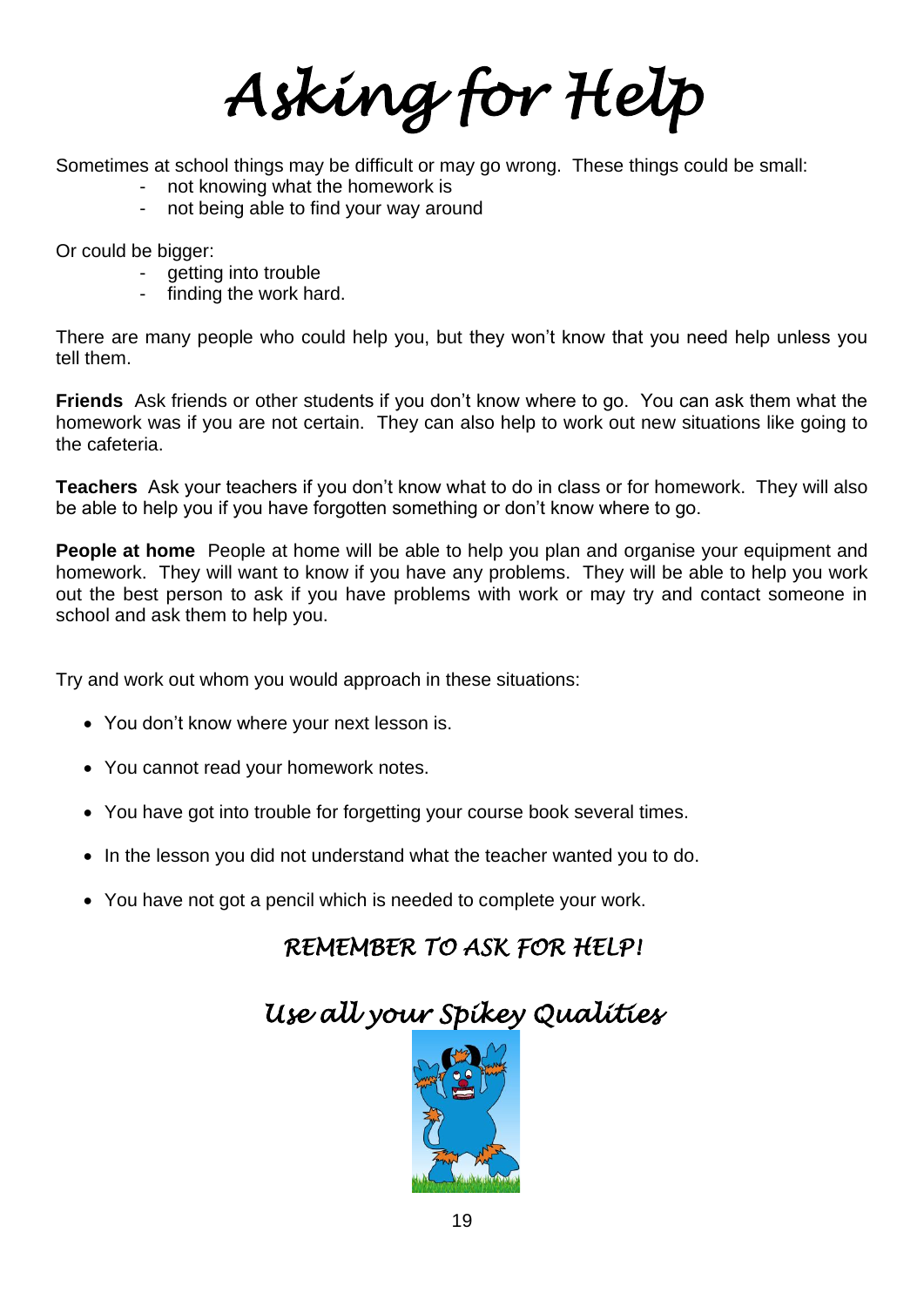# Asking for Help

Sometimes at school things may be difficult or may go wrong. These things could be small:

- not knowing what the homework is
- not being able to find your way around

Or could be bigger:

- getting into trouble
- finding the work hard.

There are many people who could help you, but they won't know that you need help unless you tell them.

**Friends** Ask friends or other students if you don't know where to go. You can ask them what the homework was if you are not certain. They can also help to work out new situations like going to the cafeteria.

**Teachers** Ask your teachers if you don't know what to do in class or for homework. They will also be able to help you if you have forgotten something or don't know where to go.

**People at home** People at home will be able to help you plan and organise your equipment and homework. They will want to know if you have any problems. They will be able to help you work out the best person to ask if you have problems with work or may try and contact someone in school and ask them to help you.

Try and work out whom you would approach in these situations:

- You don't know where your next lesson is.
- You cannot read your homework notes.
- You have got into trouble for forgetting your course book several times.
- In the lesson you did not understand what the teacher wanted you to do.
- You have not got a pencil which is needed to complete your work.

## *REMEMBER TO ASK FOR HELP!*

## *Use all your Spikey Qualities*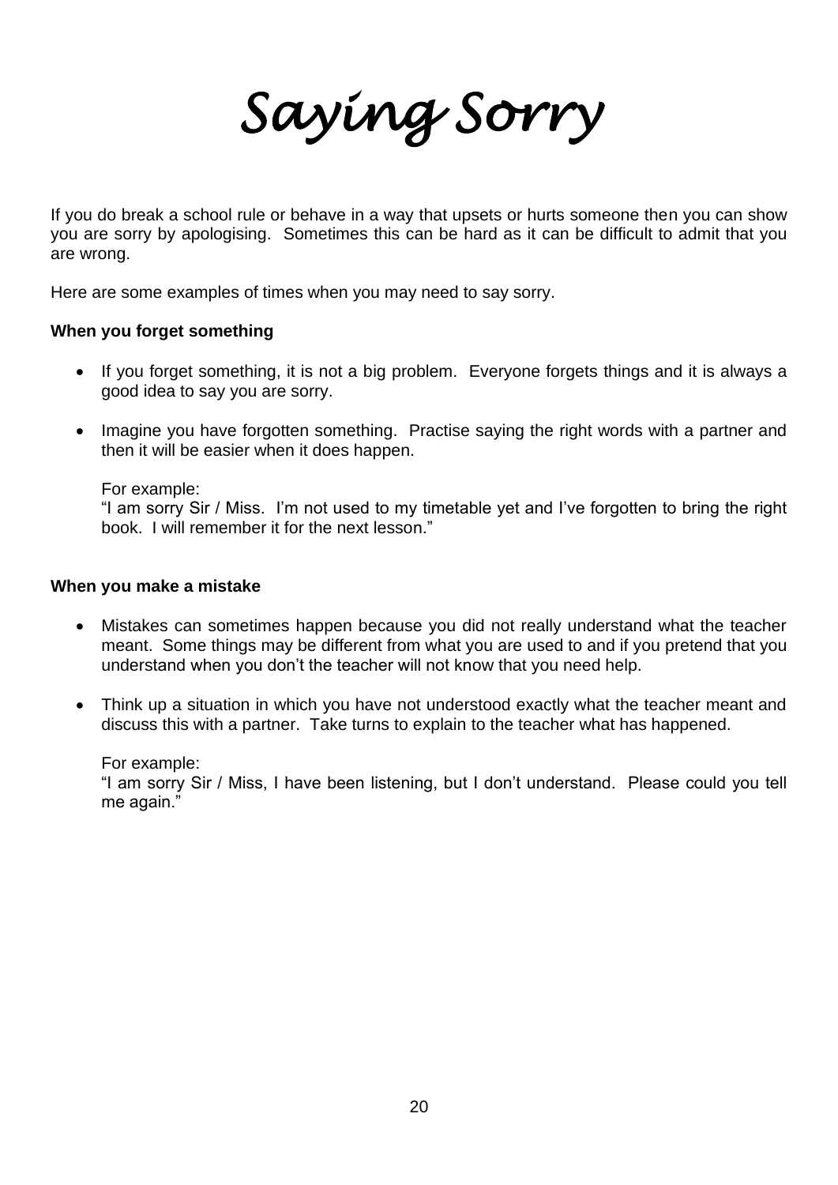# *Saying Sorry*

If you do break a school rule or behave in a way that upsets or hurts someone then you can show you are sorry by apologising. Sometimes this can be hard as it can be difficult to admit that you are wrong.

Here are some examples of times when you may need to say sorry.

**When you forget something**

- If you forget something, it is not a big problem. Everyone forgets things and it is always a good idea to say you are sorry.
- Imagine you have forgotten something. Practise saying the right words with a partner and then it will be easier when it does happen.

  For example:
  "I am sorry Sir / Miss. I'm not used to my timetable yet and I've forgotten to bring the right book. I will remember it for the next lesson."

**When you make a mistake**

- Mistakes can sometimes happen because you did not really understand what the teacher meant. Some things may be different from what you are used to and if you pretend that you understand when you don't the teacher will not know that you need help.
- Think up a situation in which you have not understood exactly what the teacher meant and discuss this with a partner. Take turns to explain to the teacher what has happened.

  For example:
  "I am sorry Sir / Miss, I have been listening, but I don't understand. Please could you tell me again."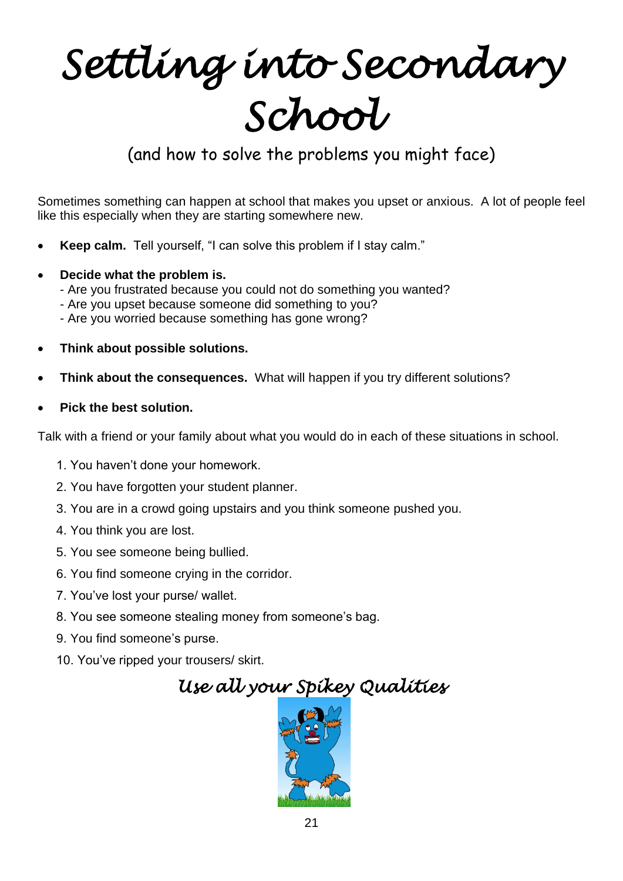# Settling into Secondary School

(and how to solve the problems you might face)

Sometimes something can happen at school that makes you upset or anxious. A lot of people feel like this especially when they are starting somewhere new.

- **Keep calm.** Tell yourself, "I can solve this problem if I stay calm."
- **Decide what the problem is.**
  - Are you frustrated because you could not do something you wanted?
  - Are you upset because someone did something to you?
  - Are you worried because something has gone wrong?
- **Think about possible solutions.**
- **Think about the consequences.** What will happen if you try different solutions?
- **Pick the best solution.**

Talk with a friend or your family about what you would do in each of these situations in school.

1. You haven't done your homework.
2. You have forgotten your student planner.
3. You are in a crowd going upstairs and you think someone pushed you.
4. You think you are lost.
5. You see someone being bullied.
6. You find someone crying in the corridor.
7. You've lost your purse/ wallet.
8. You see someone stealing money from someone's bag.
9. You find someone's purse.
10. You've ripped your trousers/ skirt.

*Use all your Spikey Qualities*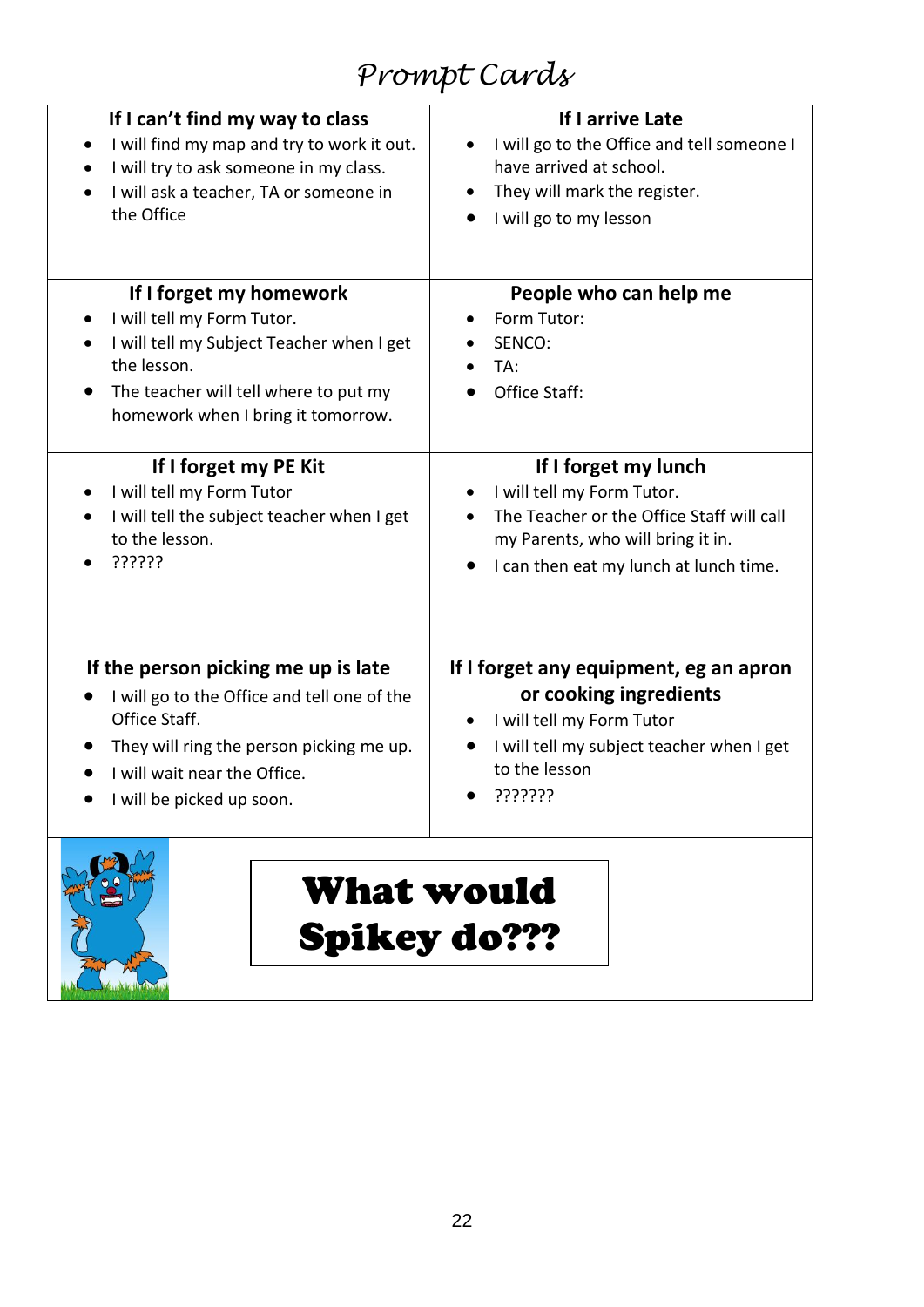# Prompt Cards

### If I can't find my way to class

- I will find my map and try to work it out.
- I will try to ask someone in my class.
- I will ask a teacher, TA or someone in the Office

### If I arrive Late

- I will go to the Office and tell someone I have arrived at school.
- They will mark the register.
- I will go to my lesson

### If I forget my homework

- I will tell my Form Tutor.
- I will tell my Subject Teacher when I get the lesson.
- The teacher will tell where to put my homework when I bring it tomorrow.

### People who can help me

- Form Tutor:
- SENCO:
- TA:
- Office Staff:

### If I forget my PE Kit

- I will tell my Form Tutor
- I will tell the subject teacher when I get to the lesson.
- ??????

### If I forget my lunch

- I will tell my Form Tutor.
- The Teacher or the Office Staff will call my Parents, who will bring it in.
- I can then eat my lunch at lunch time.

### If the person picking me up is late

- I will go to the Office and tell one of the Office Staff.
- They will ring the person picking me up.
- I will wait near the Office.
- I will be picked up soon.

### If I forget any equipment, eg an apron or cooking ingredients

- I will tell my Form Tutor
- I will tell my subject teacher when I get to the lesson
- ???????

**What would Spikey do???**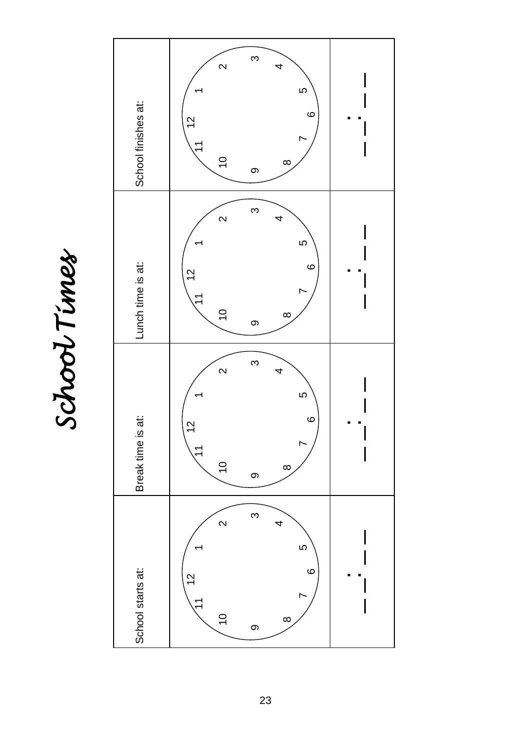# School Times

| School starts at: | Break time is at: | Lunch time is at: | School finishes at: |
|---|---|---|---|
| 12 1 2 3 4 5 6 7 8 9 10 11 | 12 1 2 3 4 5 6 7 8 9 10 11 | 12 1 2 3 4 5 6 7 8 9 10 11 | 12 1 2 3 4 5 6 7 8 9 10 11 |
| __ __ : __ __ | __ __ : __ __ | __ __ : __ __ | __ __ : __ __ |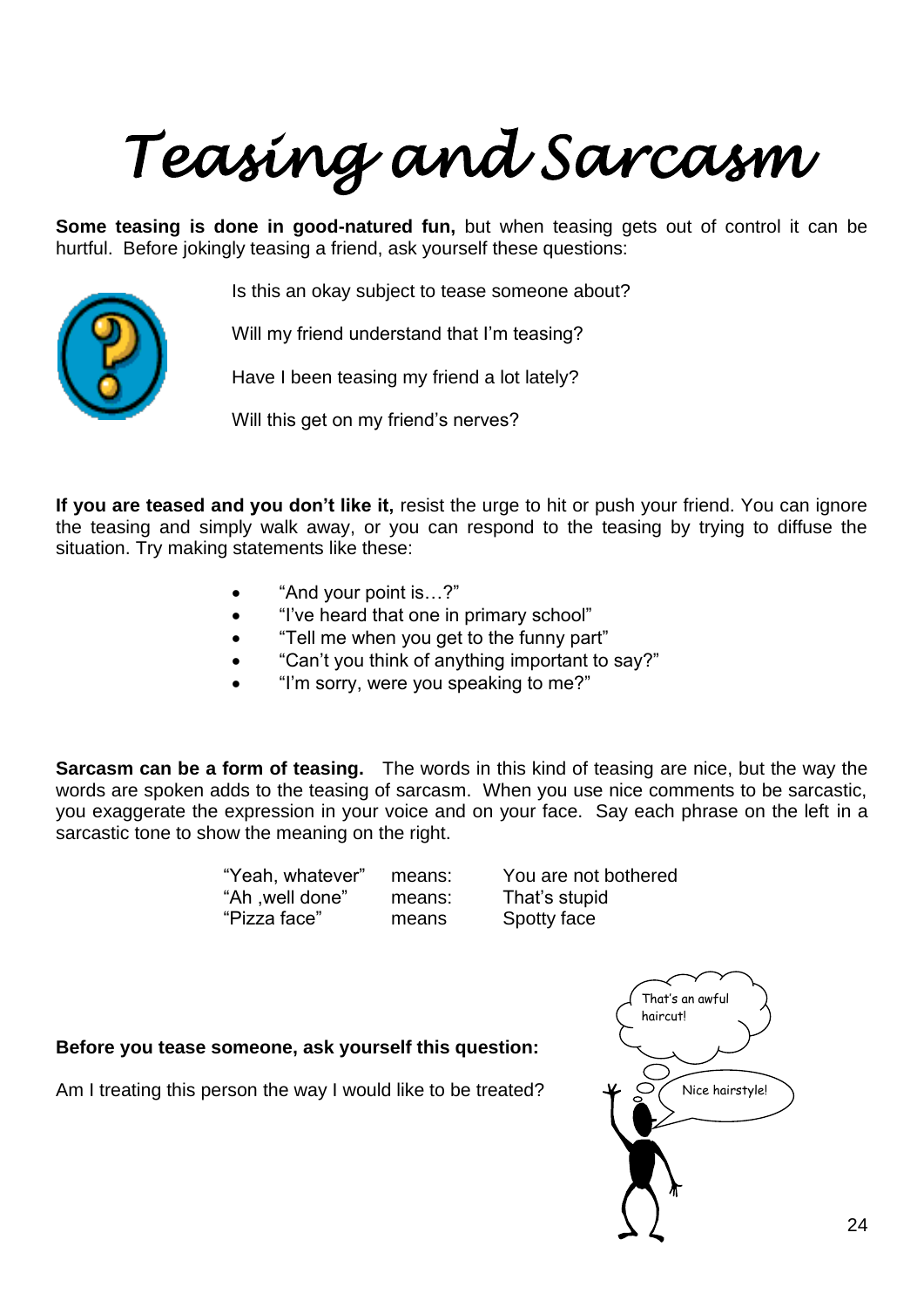# Teasing and Sarcasm

**Some teasing is done in good-natured fun,** but when teasing gets out of control it can be hurtful. Before jokingly teasing a friend, ask yourself these questions:

Is this an okay subject to tease someone about?

Will my friend understand that I'm teasing?

Have I been teasing my friend a lot lately?

Will this get on my friend's nerves?

**If you are teased and you don't like it,** resist the urge to hit or push your friend. You can ignore the teasing and simply walk away, or you can respond to the teasing by trying to diffuse the situation. Try making statements like these:

- "And your point is…?"
- "I've heard that one in primary school"
- "Tell me when you get to the funny part"
- "Can't you think of anything important to say?"
- "I'm sorry, were you speaking to me?"

**Sarcasm can be a form of teasing.** The words in this kind of teasing are nice, but the way the words are spoken adds to the teasing of sarcasm. When you use nice comments to be sarcastic, you exaggerate the expression in your voice and on your face. Say each phrase on the left in a sarcastic tone to show the meaning on the right.

| | | |
|---|---|---|
| "Yeah, whatever" | means: | You are not bothered |
| "Ah ,well done" | means: | That's stupid |
| "Pizza face" | means | Spotty face |

**Before you tease someone, ask yourself this question:**

Am I treating this person the way I would like to be treated?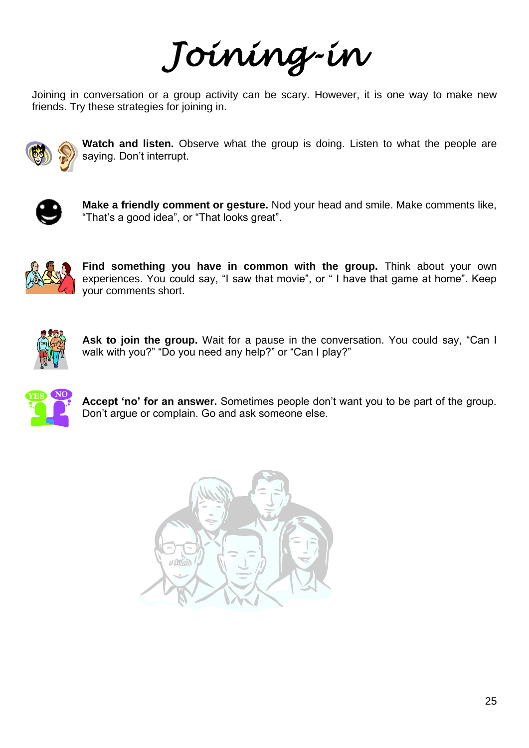# Joining-in

Joining in conversation or a group activity can be scary. However, it is one way to make new friends. Try these strategies for joining in.

**Watch and listen.** Observe what the group is doing. Listen to what the people are saying. Don't interrupt.

**Make a friendly comment or gesture.** Nod your head and smile. Make comments like, "That's a good idea", or "That looks great".

**Find something you have in common with the group.** Think about your own experiences. You could say, "I saw that movie", or " I have that game at home". Keep your comments short.

**Ask to join the group.** Wait for a pause in the conversation. You could say, "Can I walk with you?" "Do you need any help?" or "Can I play?"

**Accept 'no' for an answer.** Sometimes people don't want you to be part of the group. Don't argue or complain. Go and ask someone else.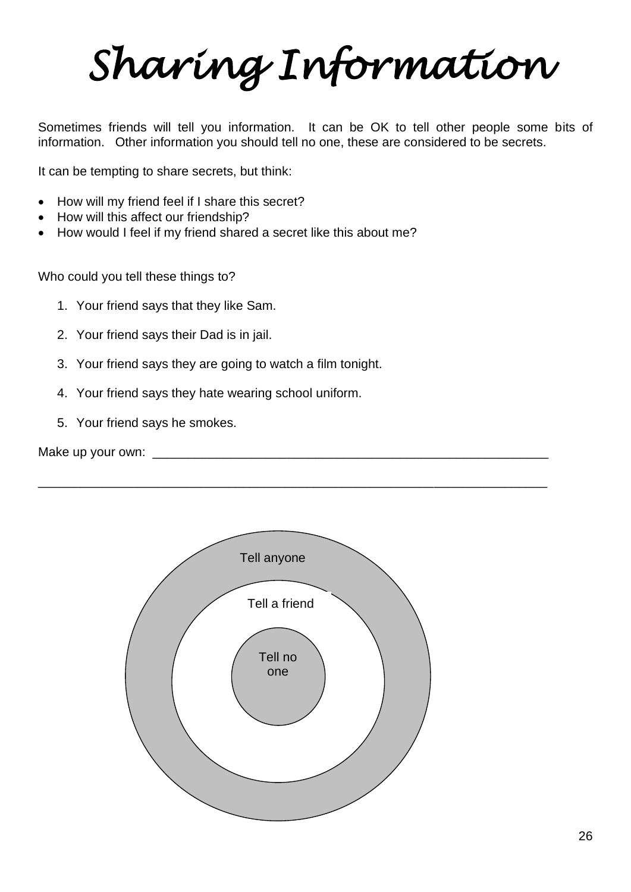# Sharing Information

Sometimes friends will tell you information. It can be OK to tell other people some bits of information. Other information you should tell no one, these are considered to be secrets.

It can be tempting to share secrets, but think:

- How will my friend feel if I share this secret?
- How will this affect our friendship?
- How would I feel if my friend shared a secret like this about me?

Who could you tell these things to?

1. Your friend says that they like Sam.
2. Your friend says their Dad is in jail.
3. Your friend says they are going to watch a film tonight.
4. Your friend says they hate wearing school uniform.
5. Your friend says he smokes.

Make up your own: \_\_\_\_\_\_\_\_\_\_\_\_\_\_\_\_\_\_\_\_\_\_\_\_\_\_\_\_\_\_\_\_\_\_\_\_\_\_\_\_\_\_\_\_\_\_\_\_\_\_\_\_\_\_\_\_

\_\_\_\_\_\_\_\_\_\_\_\_\_\_\_\_\_\_\_\_\_\_\_\_\_\_\_\_\_\_\_\_\_\_\_\_\_\_\_\_\_\_\_\_\_\_\_\_\_\_\_\_\_\_\_\_\_\_\_\_\_\_\_\_\_\_\_\_\_\_

Tell anyone

Tell a friend

Tell no one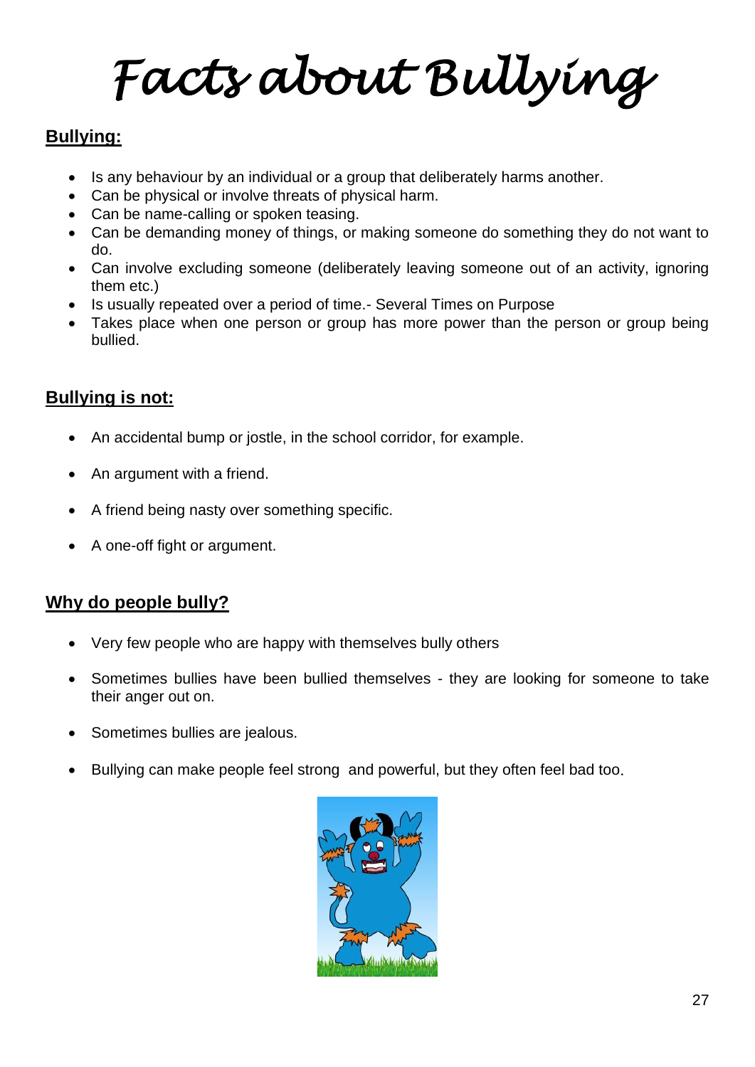# Facts about Bullying

## Bullying:

- Is any behaviour by an individual or a group that deliberately harms another.
- Can be physical or involve threats of physical harm.
- Can be name-calling or spoken teasing.
- Can be demanding money of things, or making someone do something they do not want to do.
- Can involve excluding someone (deliberately leaving someone out of an activity, ignoring them etc.)
- Is usually repeated over a period of time.- Several Times on Purpose
- Takes place when one person or group has more power than the person or group being bullied.

## Bullying is not:

- An accidental bump or jostle, in the school corridor, for example.
- An argument with a friend.
- A friend being nasty over something specific.
- A one-off fight or argument.

## Why do people bully?

- Very few people who are happy with themselves bully others
- Sometimes bullies have been bullied themselves - they are looking for someone to take their anger out on.
- Sometimes bullies are jealous.
- Bullying can make people feel strong and powerful, but they often feel bad too.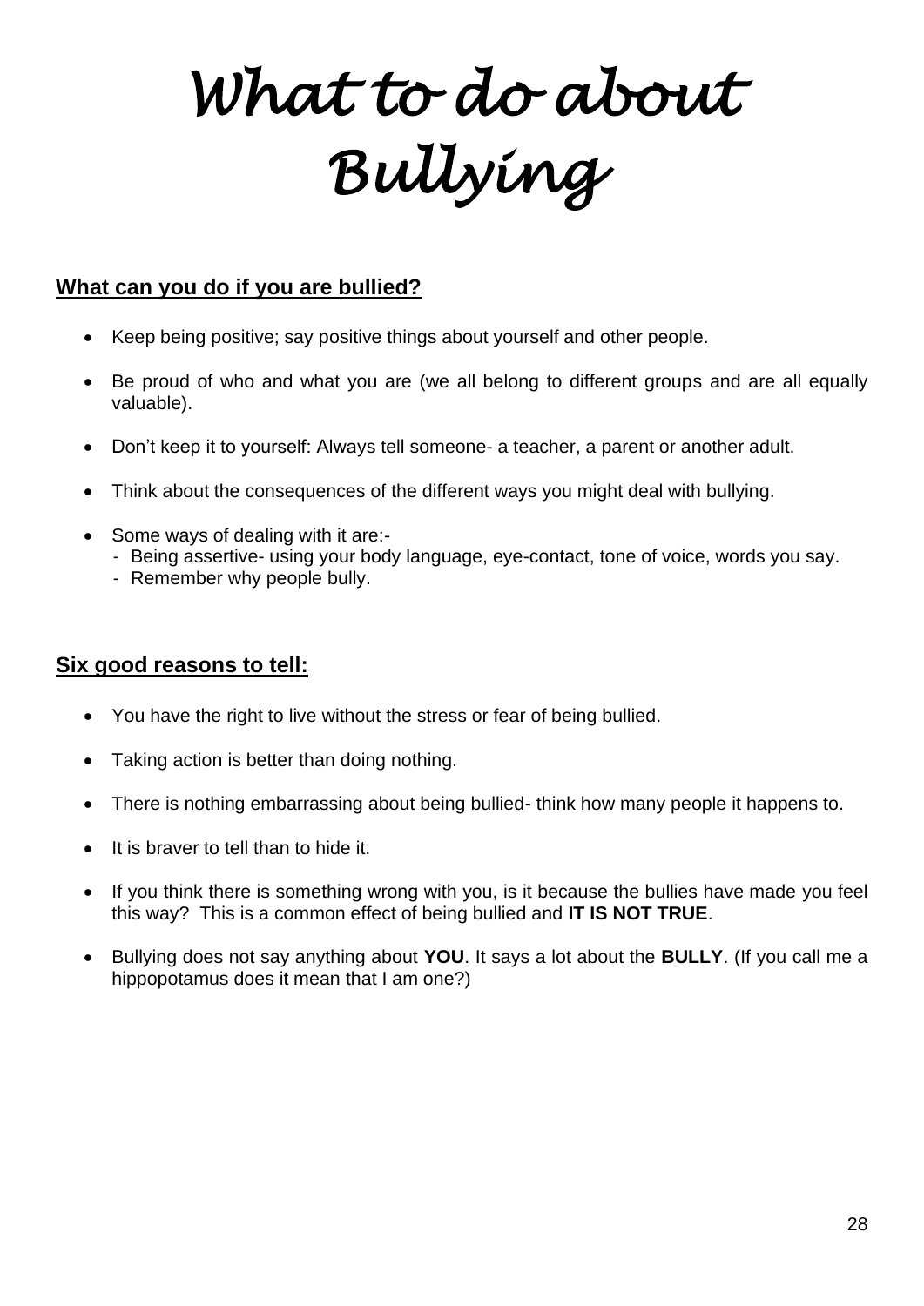# What to do about Bullying

## What can you do if you are bullied?

- Keep being positive; say positive things about yourself and other people.
- Be proud of who and what you are (we all belong to different groups and are all equally valuable).
- Don't keep it to yourself: Always tell someone- a teacher, a parent or another adult.
- Think about the consequences of the different ways you might deal with bullying.
- Some ways of dealing with it are:-
  - Being assertive- using your body language, eye-contact, tone of voice, words you say.
  - Remember why people bully.

## Six good reasons to tell:

- You have the right to live without the stress or fear of being bullied.
- Taking action is better than doing nothing.
- There is nothing embarrassing about being bullied- think how many people it happens to.
- It is braver to tell than to hide it.
- If you think there is something wrong with you, is it because the bullies have made you feel this way? This is a common effect of being bullied and **IT IS NOT TRUE**.
- Bullying does not say anything about **YOU**. It says a lot about the **BULLY**. (If you call me a hippopotamus does it mean that I am one?)